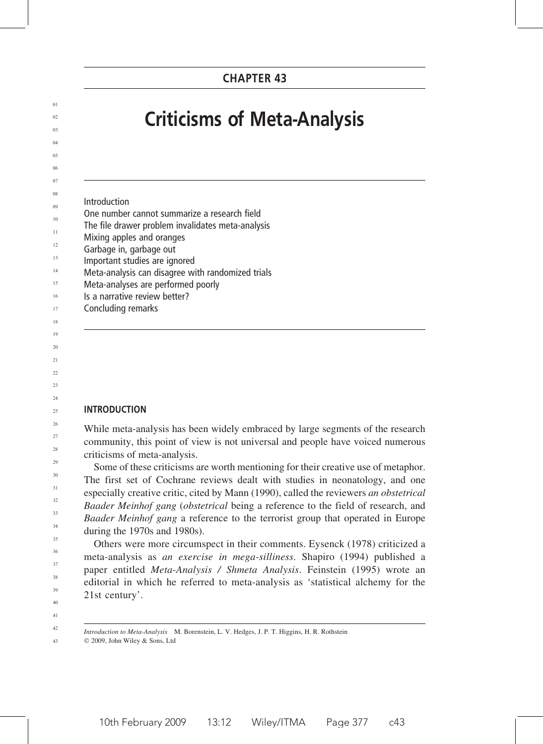CHAPTER 43

# Criticisms of Meta-Analysis

- Introduction
- One number cannot summarize a research field
- The file drawer problem invalidates meta-analysis
- Mixing apples and oranges
- Garbage in, garbage out
- Important studies are ignored
- Meta-analysis can disagree with randomized trials
- Meta-analyses are performed poorly
- Is a narrative review better?
- Concluding remarks

## INTRODUCTION

While meta-analysis has been widely embraced by large segments of the research community, this point of view is not universal and people have voiced numerous criticisms of meta-analysis.

Some of these criticisms are worth mentioning for their creative use of metaphor. The first set of Cochrane reviews dealt with studies in neonatology, and one especially creative critic, cited by Mann (1990), called the reviewers *an obstetrical Baader Meinhof gang* (*obstetrical* being a reference to the field of research, and *Baader Meinhof gang* a reference to the terrorist group that operated in Europe during the 1970s and 1980s).

Others were more circumspect in their comments. Eysenck (1978) criticized a meta-analysis as *an exercise in mega-silliness*. Shapiro (1994) published a paper entitled *Meta-Analysis / Shmeta Analysis*. Feinstein (1995) wrote an editorial in which he referred to meta-analysis as 'statistical alchemy for the 21st century'.

*Introduction to Meta-Analysis* M. Borenstein, L. V. Hedges, J. P. T. Higgins, H. R. Rothstein
© 2009, John Wiley & Sons, Ltd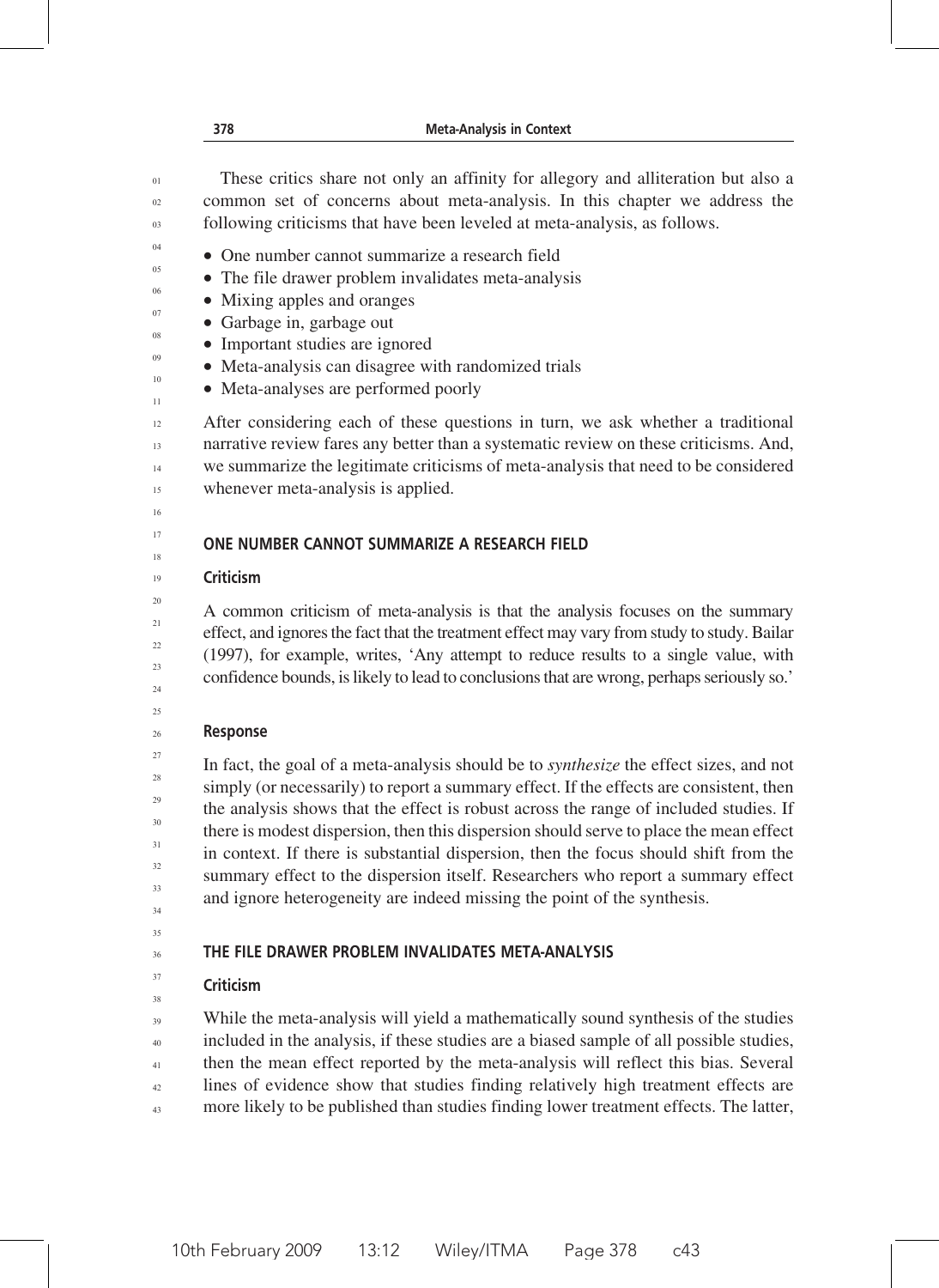These critics share not only an affinity for allegory and alliteration but also a common set of concerns about meta-analysis. In this chapter we address the following criticisms that have been leveled at meta-analysis, as follows.

- One number cannot summarize a research field
- The file drawer problem invalidates meta-analysis
- Mixing apples and oranges
- Garbage in, garbage out
- Important studies are ignored
- Meta-analysis can disagree with randomized trials
- Meta-analyses are performed poorly

After considering each of these questions in turn, we ask whether a traditional narrative review fares any better than a systematic review on these criticisms. And, we summarize the legitimate criticisms of meta-analysis that need to be considered whenever meta-analysis is applied.

## ONE NUMBER CANNOT SUMMARIZE A RESEARCH FIELD

### Criticism

A common criticism of meta-analysis is that the analysis focuses on the summary effect, and ignores the fact that the treatment effect may vary from study to study. Bailar (1997), for example, writes, 'Any attempt to reduce results to a single value, with confidence bounds, is likely to lead to conclusions that are wrong, perhaps seriously so.'

### Response

In fact, the goal of a meta-analysis should be to *synthesize* the effect sizes, and not simply (or necessarily) to report a summary effect. If the effects are consistent, then the analysis shows that the effect is robust across the range of included studies. If there is modest dispersion, then this dispersion should serve to place the mean effect in context. If there is substantial dispersion, then the focus should shift from the summary effect to the dispersion itself. Researchers who report a summary effect and ignore heterogeneity are indeed missing the point of the synthesis.

## THE FILE DRAWER PROBLEM INVALIDATES META-ANALYSIS

### Criticism

While the meta-analysis will yield a mathematically sound synthesis of the studies included in the analysis, if these studies are a biased sample of all possible studies, then the mean effect reported by the meta-analysis will reflect this bias. Several lines of evidence show that studies finding relatively high treatment effects are more likely to be published than studies finding lower treatment effects. The latter,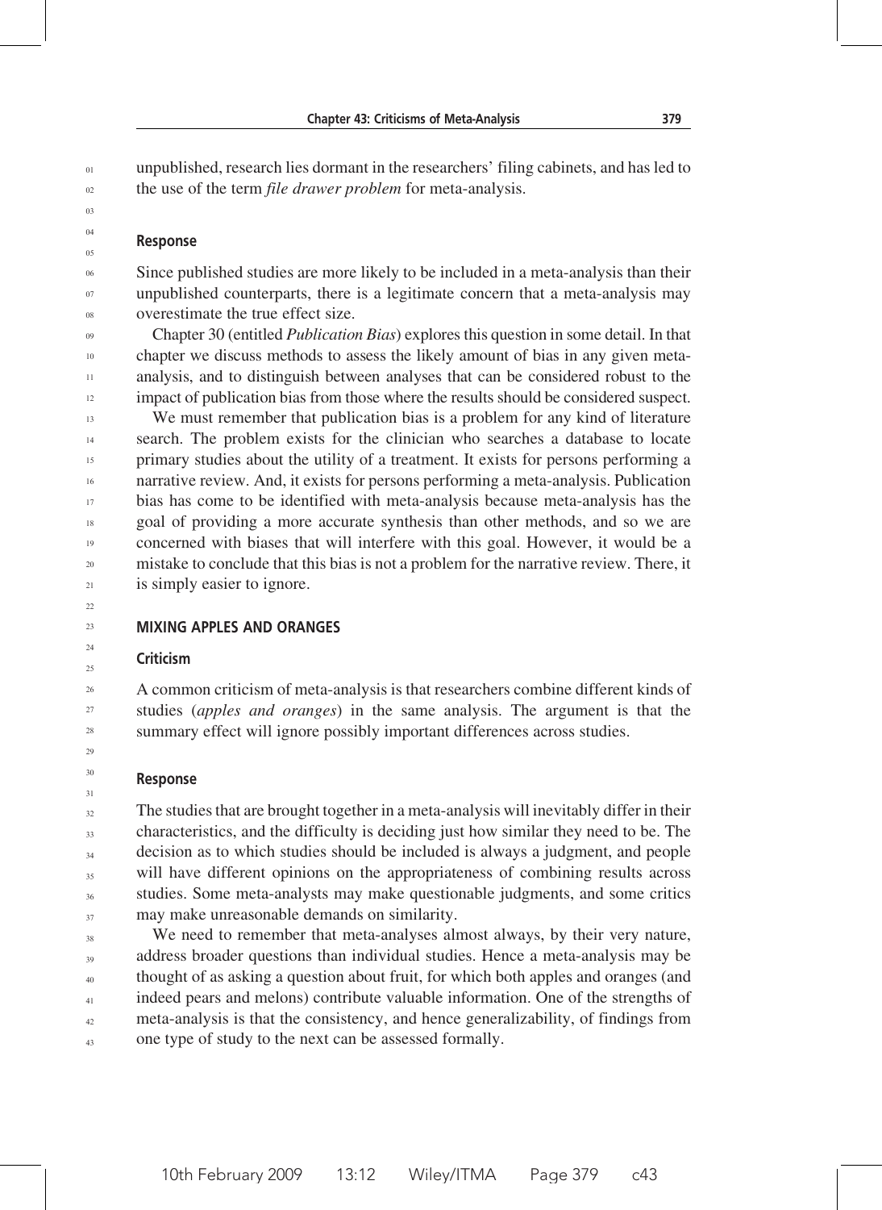unpublished, research lies dormant in the researchers' filing cabinets, and has led to the use of the term *file drawer problem* for meta-analysis.

### Response

Since published studies are more likely to be included in a meta-analysis than their unpublished counterparts, there is a legitimate concern that a meta-analysis may overestimate the true effect size.

Chapter 30 (entitled *Publication Bias*) explores this question in some detail. In that chapter we discuss methods to assess the likely amount of bias in any given meta-analysis, and to distinguish between analyses that can be considered robust to the impact of publication bias from those where the results should be considered suspect.

We must remember that publication bias is a problem for any kind of literature search. The problem exists for the clinician who searches a database to locate primary studies about the utility of a treatment. It exists for persons performing a narrative review. And, it exists for persons performing a meta-analysis. Publication bias has come to be identified with meta-analysis because meta-analysis has the goal of providing a more accurate synthesis than other methods, and so we are concerned with biases that will interfere with this goal. However, it would be a mistake to conclude that this bias is not a problem for the narrative review. There, it is simply easier to ignore.

## MIXING APPLES AND ORANGES

### Criticism

A common criticism of meta-analysis is that researchers combine different kinds of studies (*apples and oranges*) in the same analysis. The argument is that the summary effect will ignore possibly important differences across studies.

### Response

The studies that are brought together in a meta-analysis will inevitably differ in their characteristics, and the difficulty is deciding just how similar they need to be. The decision as to which studies should be included is always a judgment, and people will have different opinions on the appropriateness of combining results across studies. Some meta-analysts may make questionable judgments, and some critics may make unreasonable demands on similarity.

We need to remember that meta-analyses almost always, by their very nature, address broader questions than individual studies. Hence a meta-analysis may be thought of as asking a question about fruit, for which both apples and oranges (and indeed pears and melons) contribute valuable information. One of the strengths of meta-analysis is that the consistency, and hence generalizability, of findings from one type of study to the next can be assessed formally.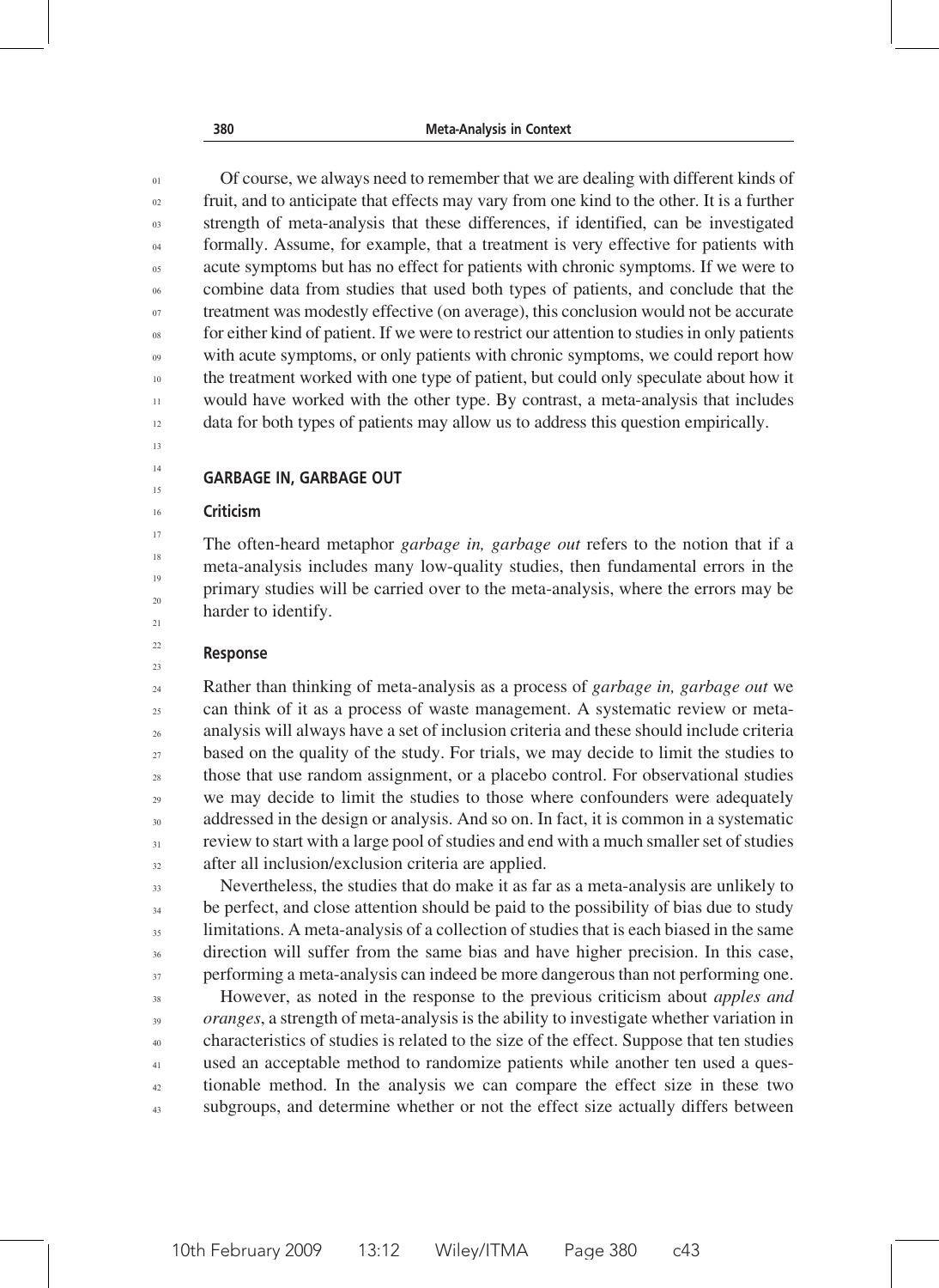Of course, we always need to remember that we are dealing with different kinds of fruit, and to anticipate that effects may vary from one kind to the other. It is a further strength of meta-analysis that these differences, if identified, can be investigated formally. Assume, for example, that a treatment is very effective for patients with acute symptoms but has no effect for patients with chronic symptoms. If we were to combine data from studies that used both types of patients, and conclude that the treatment was modestly effective (on average), this conclusion would not be accurate for either kind of patient. If we were to restrict our attention to studies in only patients with acute symptoms, or only patients with chronic symptoms, we could report how the treatment worked with one type of patient, but could only speculate about how it would have worked with the other type. By contrast, a meta-analysis that includes data for both types of patients may allow us to address this question empirically.

## GARBAGE IN, GARBAGE OUT

### Criticism

The often-heard metaphor *garbage in, garbage out* refers to the notion that if a meta-analysis includes many low-quality studies, then fundamental errors in the primary studies will be carried over to the meta-analysis, where the errors may be harder to identify.

### Response

Rather than thinking of meta-analysis as a process of *garbage in, garbage out* we can think of it as a process of waste management. A systematic review or meta-analysis will always have a set of inclusion criteria and these should include criteria based on the quality of the study. For trials, we may decide to limit the studies to those that use random assignment, or a placebo control. For observational studies we may decide to limit the studies to those where confounders were adequately addressed in the design or analysis. And so on. In fact, it is common in a systematic review to start with a large pool of studies and end with a much smaller set of studies after all inclusion/exclusion criteria are applied.

Nevertheless, the studies that do make it as far as a meta-analysis are unlikely to be perfect, and close attention should be paid to the possibility of bias due to study limitations. A meta-analysis of a collection of studies that is each biased in the same direction will suffer from the same bias and have higher precision. In this case, performing a meta-analysis can indeed be more dangerous than not performing one.

However, as noted in the response to the previous criticism about *apples and oranges*, a strength of meta-analysis is the ability to investigate whether variation in characteristics of studies is related to the size of the effect. Suppose that ten studies used an acceptable method to randomize patients while another ten used a questionable method. In the analysis we can compare the effect size in these two subgroups, and determine whether or not the effect size actually differs between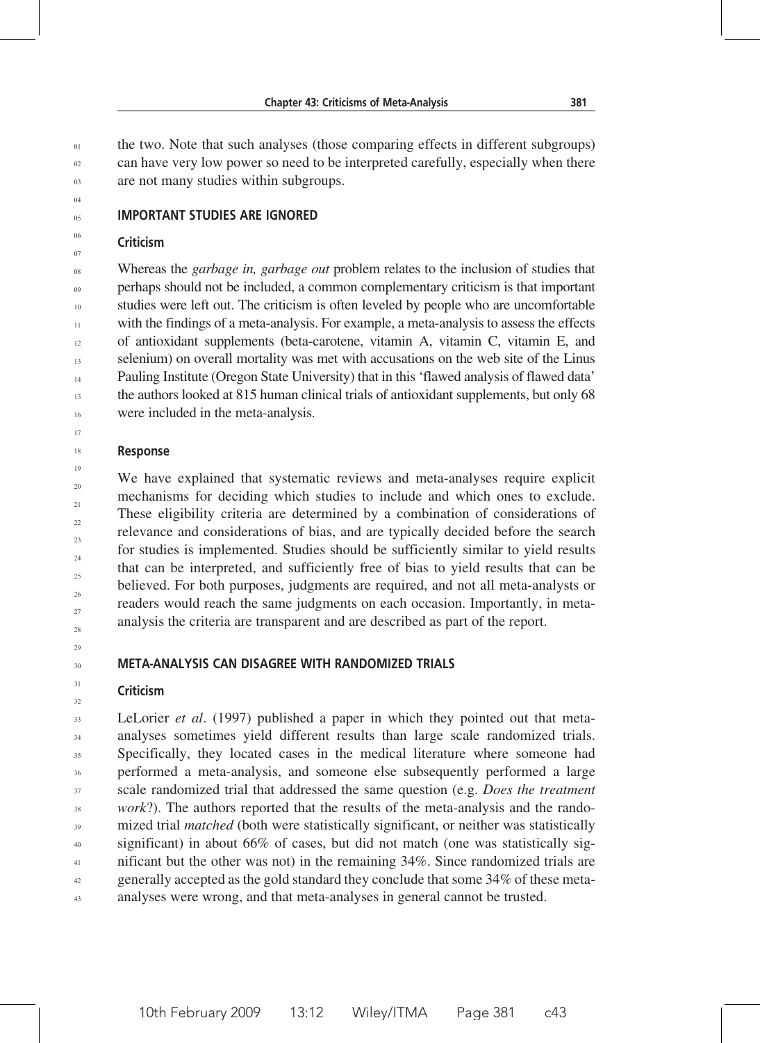the two. Note that such analyses (those comparing effects in different subgroups) can have very low power so need to be interpreted carefully, especially when there are not many studies within subgroups.

## IMPORTANT STUDIES ARE IGNORED

### Criticism

Whereas the *garbage in, garbage out* problem relates to the inclusion of studies that perhaps should not be included, a common complementary criticism is that important studies were left out. The criticism is often leveled by people who are uncomfortable with the findings of a meta-analysis. For example, a meta-analysis to assess the effects of antioxidant supplements (beta-carotene, vitamin A, vitamin C, vitamin E, and selenium) on overall mortality was met with accusations on the web site of the Linus Pauling Institute (Oregon State University) that in this 'flawed analysis of flawed data' the authors looked at 815 human clinical trials of antioxidant supplements, but only 68 were included in the meta-analysis.

### Response

We have explained that systematic reviews and meta-analyses require explicit mechanisms for deciding which studies to include and which ones to exclude. These eligibility criteria are determined by a combination of considerations of relevance and considerations of bias, and are typically decided before the search for studies is implemented. Studies should be sufficiently similar to yield results that can be interpreted, and sufficiently free of bias to yield results that can be believed. For both purposes, judgments are required, and not all meta-analysts or readers would reach the same judgments on each occasion. Importantly, in meta-analysis the criteria are transparent and are described as part of the report.

## META-ANALYSIS CAN DISAGREE WITH RANDOMIZED TRIALS

### Criticism

LeLorier *et al*. (1997) published a paper in which they pointed out that meta-analyses sometimes yield different results than large scale randomized trials. Specifically, they located cases in the medical literature where someone had performed a meta-analysis, and someone else subsequently performed a large scale randomized trial that addressed the same question (e.g. *Does the treatment work*?). The authors reported that the results of the meta-analysis and the randomized trial *matched* (both were statistically significant, or neither was statistically significant) in about 66% of cases, but did not match (one was statistically significant but the other was not) in the remaining 34%. Since randomized trials are generally accepted as the gold standard they conclude that some 34% of these meta-analyses were wrong, and that meta-analyses in general cannot be trusted.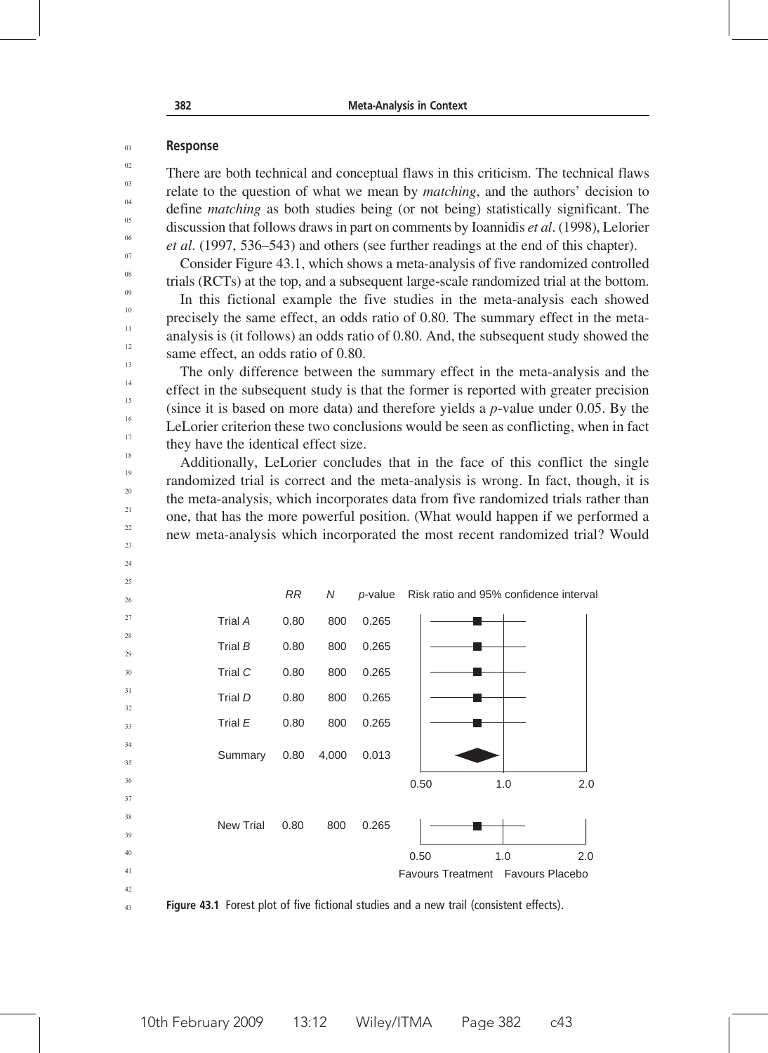### Response

There are both technical and conceptual flaws in this criticism. The technical flaws relate to the question of what we mean by *matching*, and the authors' decision to define *matching* as both studies being (or not being) statistically significant. The discussion that follows draws in part on comments by Ioannidis *et al*. (1998), Lelorier *et al*. (1997, 536–543) and others (see further readings at the end of this chapter).

Consider Figure 43.1, which shows a meta-analysis of five randomized controlled trials (RCTs) at the top, and a subsequent large-scale randomized trial at the bottom.

In this fictional example the five studies in the meta-analysis each showed precisely the same effect, an odds ratio of 0.80. The summary effect in the meta-analysis is (it follows) an odds ratio of 0.80. And, the subsequent study showed the same effect, an odds ratio of 0.80.

The only difference between the summary effect in the meta-analysis and the effect in the subsequent study is that the former is reported with greater precision (since it is based on more data) and therefore yields a $p$-value under 0.05. By the LeLorier criterion these two conclusions would be seen as conflicting, when in fact they have the identical effect size.

Additionally, LeLorier concludes that in the face of this conflict the single randomized trial is correct and the meta-analysis is wrong. In fact, though, it is the meta-analysis, which incorporates data from five randomized trials rather than one, that has the more powerful position. (What would happen if we performed a new meta-analysis which incorporated the most recent randomized trial? Would

|  | *RR* | *N* | *p*-value |
|---|---|---|---|
| Trial *A* | 0.80 | 800 | 0.265 |
| Trial *B* | 0.80 | 800 | 0.265 |
| Trial *C* | 0.80 | 800 | 0.265 |
| Trial *D* | 0.80 | 800 | 0.265 |
| Trial *E* | 0.80 | 800 | 0.265 |
| Summary | 0.80 | 4,000 | 0.013 |
| New Trial | 0.80 | 800 | 0.265 |

Risk ratio and 95% confidence interval (axis: 0.50, 1.0, 2.0; Favours Treatment / Favours Placebo)

**Figure 43.1** Forest plot of five fictional studies and a new trail (consistent effects).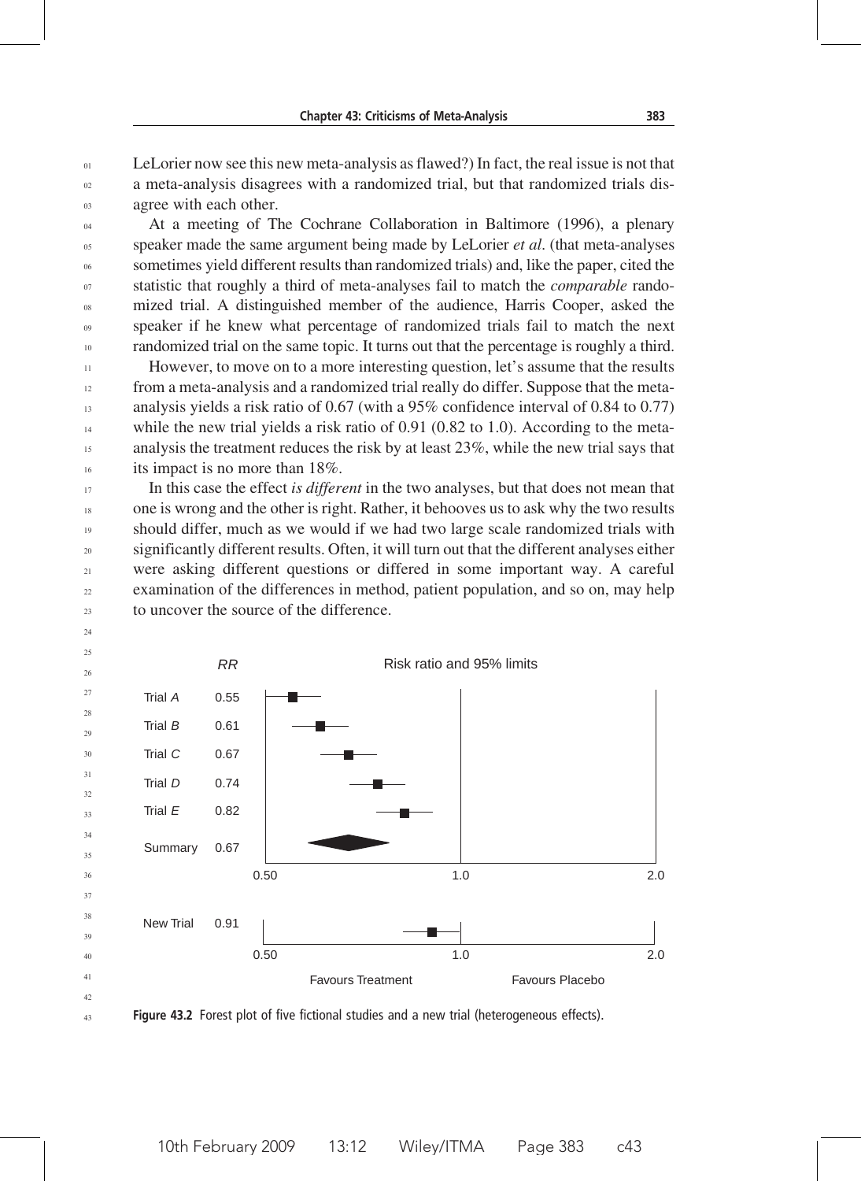LeLorier now see this new meta-analysis as flawed?) In fact, the real issue is not that a meta-analysis disagrees with a randomized trial, but that randomized trials disagree with each other.

At a meeting of The Cochrane Collaboration in Baltimore (1996), a plenary speaker made the same argument being made by LeLorier *et al*. (that meta-analyses sometimes yield different results than randomized trials) and, like the paper, cited the statistic that roughly a third of meta-analyses fail to match the *comparable* randomized trial. A distinguished member of the audience, Harris Cooper, asked the speaker if he knew what percentage of randomized trials fail to match the next randomized trial on the same topic. It turns out that the percentage is roughly a third.

However, to move on to a more interesting question, let's assume that the results from a meta-analysis and a randomized trial really do differ. Suppose that the meta-analysis yields a risk ratio of 0.67 (with a 95% confidence interval of 0.84 to 0.77) while the new trial yields a risk ratio of 0.91 (0.82 to 1.0). According to the meta-analysis the treatment reduces the risk by at least 23%, while the new trial says that its impact is no more than 18%.

In this case the effect *is different* in the two analyses, but that does not mean that one is wrong and the other is right. Rather, it behooves us to ask why the two results should differ, much as we would if we had two large scale randomized trials with significantly different results. Often, it will turn out that the different analyses either were asking different questions or differed in some important way. A careful examination of the differences in method, patient population, and so on, may help to uncover the source of the difference.

| | *RR* |
|---|---|
| Trial *A* | 0.55 |
| Trial *B* | 0.61 |
| Trial *C* | 0.67 |
| Trial *D* | 0.74 |
| Trial *E* | 0.82 |
| Summary | 0.67 |
| New Trial | 0.91 |

Risk ratio and 95% limits (axis: 0.50, 1.0, 2.0; Favours Treatment / Favours Placebo)

**Figure 43.2** Forest plot of five fictional studies and a new trial (heterogeneous effects).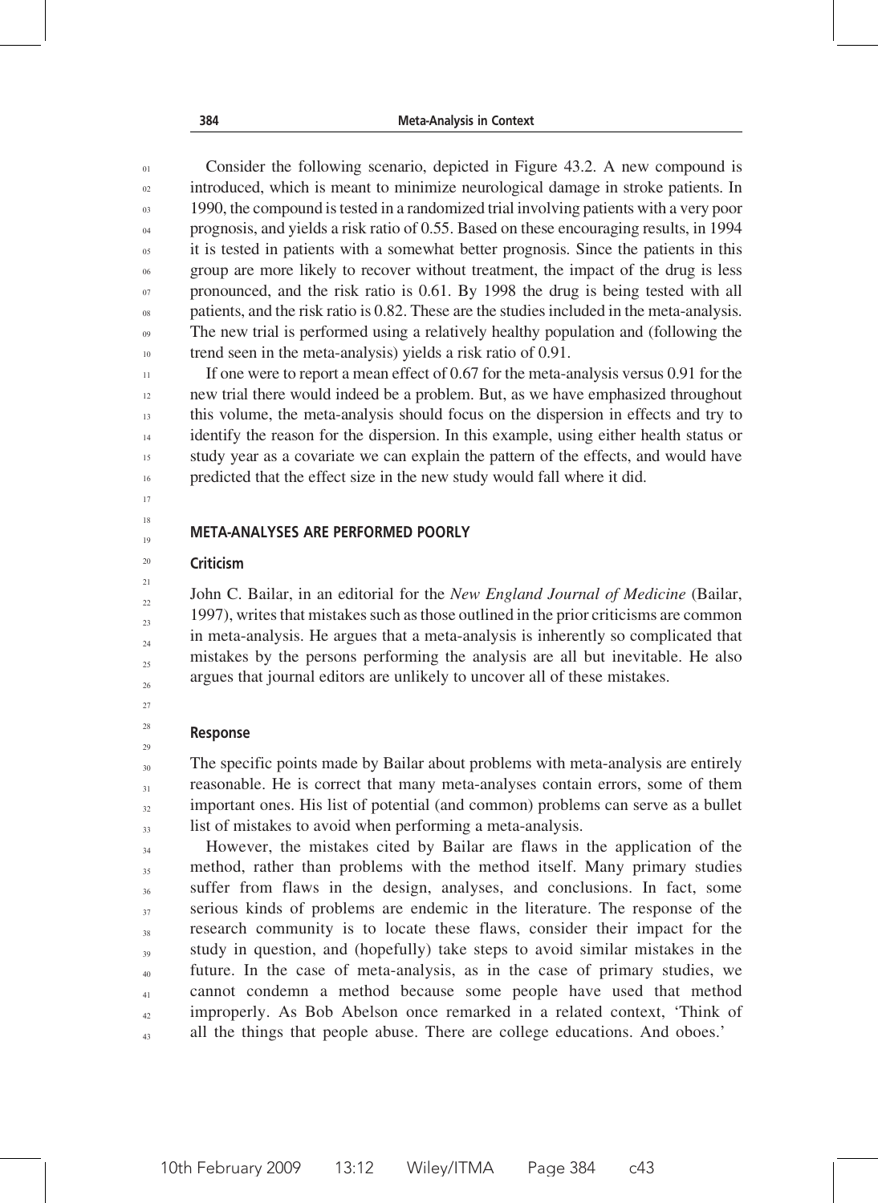Consider the following scenario, depicted in Figure 43.2. A new compound is introduced, which is meant to minimize neurological damage in stroke patients. In 1990, the compound is tested in a randomized trial involving patients with a very poor prognosis, and yields a risk ratio of 0.55. Based on these encouraging results, in 1994 it is tested in patients with a somewhat better prognosis. Since the patients in this group are more likely to recover without treatment, the impact of the drug is less pronounced, and the risk ratio is 0.61. By 1998 the drug is being tested with all patients, and the risk ratio is 0.82. These are the studies included in the meta-analysis. The new trial is performed using a relatively healthy population and (following the trend seen in the meta-analysis) yields a risk ratio of 0.91.

If one were to report a mean effect of 0.67 for the meta-analysis versus 0.91 for the new trial there would indeed be a problem. But, as we have emphasized throughout this volume, the meta-analysis should focus on the dispersion in effects and try to identify the reason for the dispersion. In this example, using either health status or study year as a covariate we can explain the pattern of the effects, and would have predicted that the effect size in the new study would fall where it did.

## META-ANALYSES ARE PERFORMED POORLY

### Criticism

John C. Bailar, in an editorial for the *New England Journal of Medicine* (Bailar, 1997), writes that mistakes such as those outlined in the prior criticisms are common in meta-analysis. He argues that a meta-analysis is inherently so complicated that mistakes by the persons performing the analysis are all but inevitable. He also argues that journal editors are unlikely to uncover all of these mistakes.

### Response

The specific points made by Bailar about problems with meta-analysis are entirely reasonable. He is correct that many meta-analyses contain errors, some of them important ones. His list of potential (and common) problems can serve as a bullet list of mistakes to avoid when performing a meta-analysis.

However, the mistakes cited by Bailar are flaws in the application of the method, rather than problems with the method itself. Many primary studies suffer from flaws in the design, analyses, and conclusions. In fact, some serious kinds of problems are endemic in the literature. The response of the research community is to locate these flaws, consider their impact for the study in question, and (hopefully) take steps to avoid similar mistakes in the future. In the case of meta-analysis, as in the case of primary studies, we cannot condemn a method because some people have used that method improperly. As Bob Abelson once remarked in a related context, 'Think of all the things that people abuse. There are college educations. And oboes.'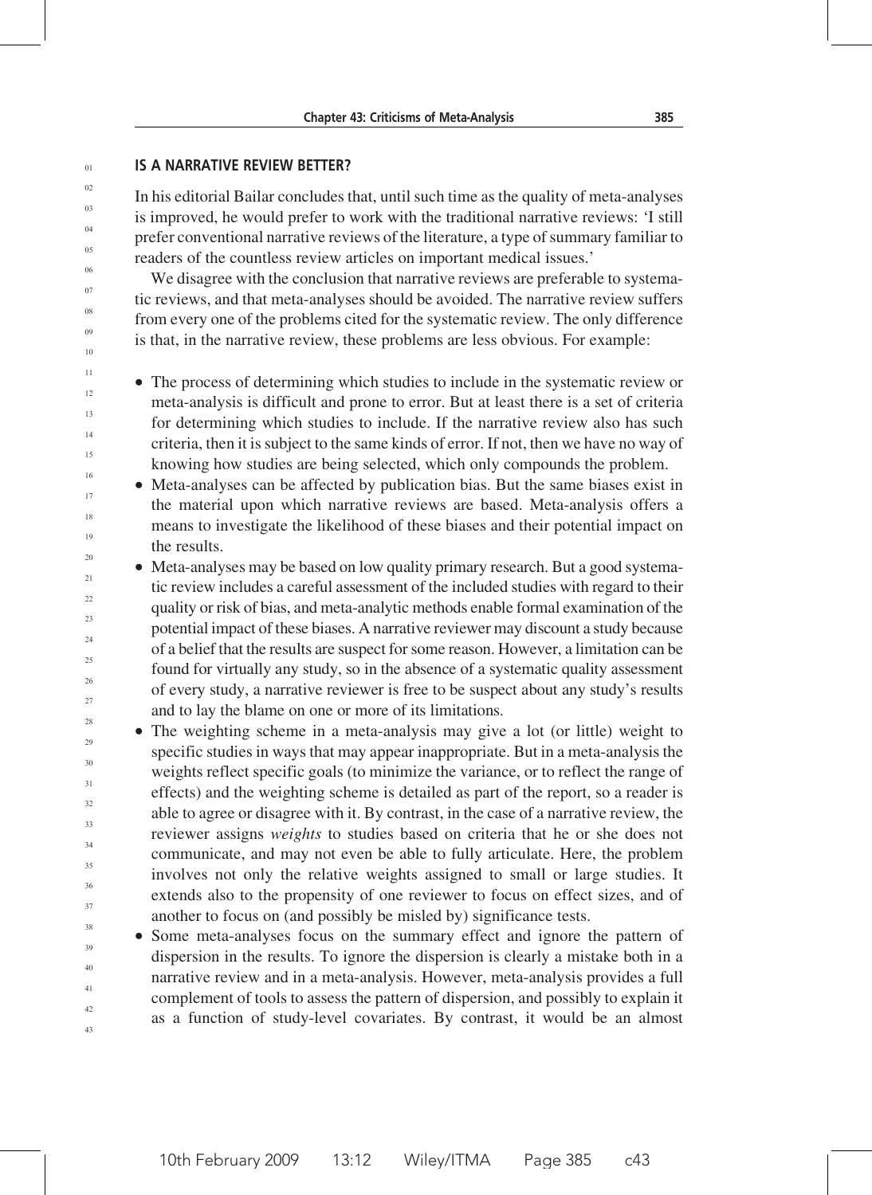## IS A NARRATIVE REVIEW BETTER?

In his editorial Bailar concludes that, until such time as the quality of meta-analyses is improved, he would prefer to work with the traditional narrative reviews: 'I still prefer conventional narrative reviews of the literature, a type of summary familiar to readers of the countless review articles on important medical issues.'

We disagree with the conclusion that narrative reviews are preferable to systematic reviews, and that meta-analyses should be avoided. The narrative review suffers from every one of the problems cited for the systematic review. The only difference is that, in the narrative review, these problems are less obvious. For example:

- The process of determining which studies to include in the systematic review or meta-analysis is difficult and prone to error. But at least there is a set of criteria for determining which studies to include. If the narrative review also has such criteria, then it is subject to the same kinds of error. If not, then we have no way of knowing how studies are being selected, which only compounds the problem.
- Meta-analyses can be affected by publication bias. But the same biases exist in the material upon which narrative reviews are based. Meta-analysis offers a means to investigate the likelihood of these biases and their potential impact on the results.
- Meta-analyses may be based on low quality primary research. But a good systematic review includes a careful assessment of the included studies with regard to their quality or risk of bias, and meta-analytic methods enable formal examination of the potential impact of these biases. A narrative reviewer may discount a study because of a belief that the results are suspect for some reason. However, a limitation can be found for virtually any study, so in the absence of a systematic quality assessment of every study, a narrative reviewer is free to be suspect about any study's results and to lay the blame on one or more of its limitations.
- The weighting scheme in a meta-analysis may give a lot (or little) weight to specific studies in ways that may appear inappropriate. But in a meta-analysis the weights reflect specific goals (to minimize the variance, or to reflect the range of effects) and the weighting scheme is detailed as part of the report, so a reader is able to agree or disagree with it. By contrast, in the case of a narrative review, the reviewer assigns *weights* to studies based on criteria that he or she does not communicate, and may not even be able to fully articulate. Here, the problem involves not only the relative weights assigned to small or large studies. It extends also to the propensity of one reviewer to focus on effect sizes, and of another to focus on (and possibly be misled by) significance tests.
- Some meta-analyses focus on the summary effect and ignore the pattern of dispersion in the results. To ignore the dispersion is clearly a mistake both in a narrative review and in a meta-analysis. However, meta-analysis provides a full complement of tools to assess the pattern of dispersion, and possibly to explain it as a function of study-level covariates. By contrast, it would be an almost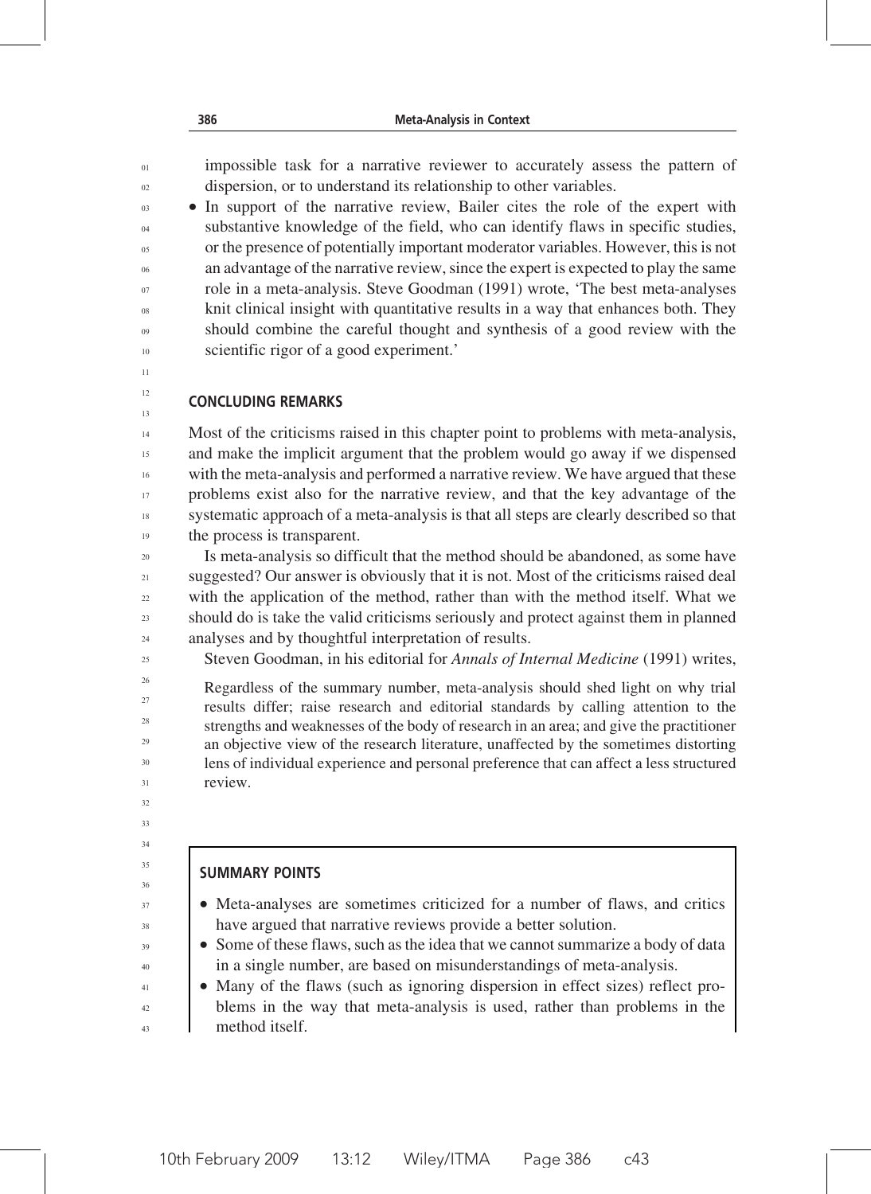impossible task for a narrative reviewer to accurately assess the pattern of dispersion, or to understand its relationship to other variables.

- In support of the narrative review, Bailer cites the role of the expert with substantive knowledge of the field, who can identify flaws in specific studies, or the presence of potentially important moderator variables. However, this is not an advantage of the narrative review, since the expert is expected to play the same role in a meta-analysis. Steve Goodman (1991) wrote, 'The best meta-analyses knit clinical insight with quantitative results in a way that enhances both. They should combine the careful thought and synthesis of a good review with the scientific rigor of a good experiment.'

## CONCLUDING REMARKS

Most of the criticisms raised in this chapter point to problems with meta-analysis, and make the implicit argument that the problem would go away if we dispensed with the meta-analysis and performed a narrative review. We have argued that these problems exist also for the narrative review, and that the key advantage of the systematic approach of a meta-analysis is that all steps are clearly described so that the process is transparent.

Is meta-analysis so difficult that the method should be abandoned, as some have suggested? Our answer is obviously that it is not. Most of the criticisms raised deal with the application of the method, rather than with the method itself. What we should do is take the valid criticisms seriously and protect against them in planned analyses and by thoughtful interpretation of results.

Steven Goodman, in his editorial for *Annals of Internal Medicine* (1991) writes,

> Regardless of the summary number, meta-analysis should shed light on why trial results differ; raise research and editorial standards by calling attention to the strengths and weaknesses of the body of research in an area; and give the practitioner an objective view of the research literature, unaffected by the sometimes distorting lens of individual experience and personal preference that can affect a less structured review.

### SUMMARY POINTS

- Meta-analyses are sometimes criticized for a number of flaws, and critics have argued that narrative reviews provide a better solution.
- Some of these flaws, such as the idea that we cannot summarize a body of data in a single number, are based on misunderstandings of meta-analysis.
- Many of the flaws (such as ignoring dispersion in effect sizes) reflect problems in the way that meta-analysis is used, rather than problems in the method itself.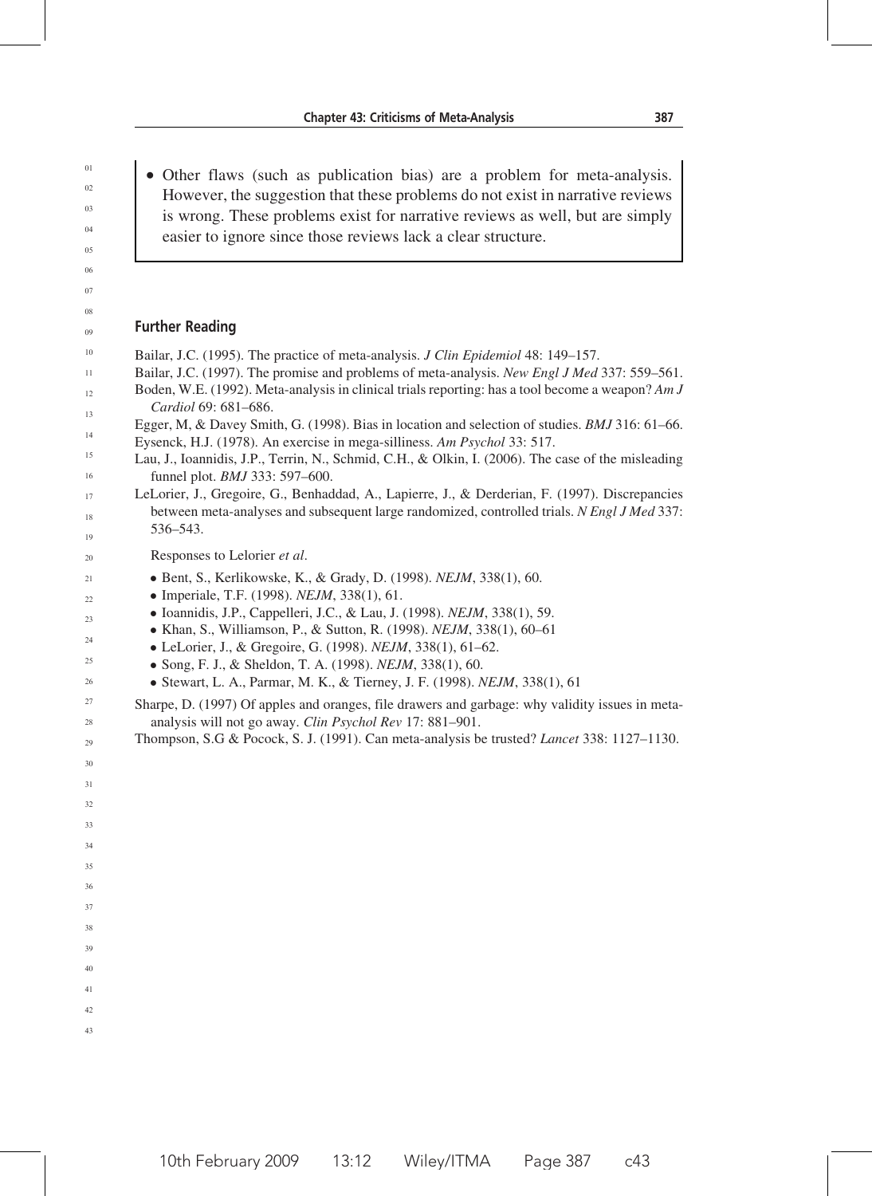- Other flaws (such as publication bias) are a problem for meta-analysis. However, the suggestion that these problems do not exist in narrative reviews is wrong. These problems exist for narrative reviews as well, but are simply easier to ignore since those reviews lack a clear structure.

## Further Reading

Bailar, J.C. (1995). The practice of meta-analysis. *J Clin Epidemiol* 48: 149–157.

Bailar, J.C. (1997). The promise and problems of meta-analysis. *New Engl J Med* 337: 559–561.

Boden, W.E. (1992). Meta-analysis in clinical trials reporting: has a tool become a weapon? *Am J Cardiol* 69: 681–686.

Egger, M, & Davey Smith, G. (1998). Bias in location and selection of studies. *BMJ* 316: 61–66.

Eysenck, H.J. (1978). An exercise in mega-silliness. *Am Psychol* 33: 517.

Lau, J., Ioannidis, J.P., Terrin, N., Schmid, C.H., & Olkin, I. (2006). The case of the misleading funnel plot. *BMJ* 333: 597–600.

LeLorier, J., Gregoire, G., Benhaddad, A., Lapierre, J., & Derderian, F. (1997). Discrepancies between meta-analyses and subsequent large randomized, controlled trials. *N Engl J Med* 337: 536–543.

Responses to Lelorier *et al*.

- Bent, S., Kerlikowske, K., & Grady, D. (1998). *NEJM*, 338(1), 60.
- Imperiale, T.F. (1998). *NEJM*, 338(1), 61.
- Ioannidis, J.P., Cappelleri, J.C., & Lau, J. (1998). *NEJM*, 338(1), 59.
- Khan, S., Williamson, P., & Sutton, R. (1998). *NEJM*, 338(1), 60–61
- LeLorier, J., & Gregoire, G. (1998). *NEJM*, 338(1), 61–62.
- Song, F. J., & Sheldon, T. A. (1998). *NEJM*, 338(1), 60.
- Stewart, L. A., Parmar, M. K., & Tierney, J. F. (1998). *NEJM*, 338(1), 61

Sharpe, D. (1997) Of apples and oranges, file drawers and garbage: why validity issues in meta-analysis will not go away. *Clin Psychol Rev* 17: 881–901.

Thompson, S.G & Pocock, S. J. (1991). Can meta-analysis be trusted? *Lancet* 338: 1127–1130.